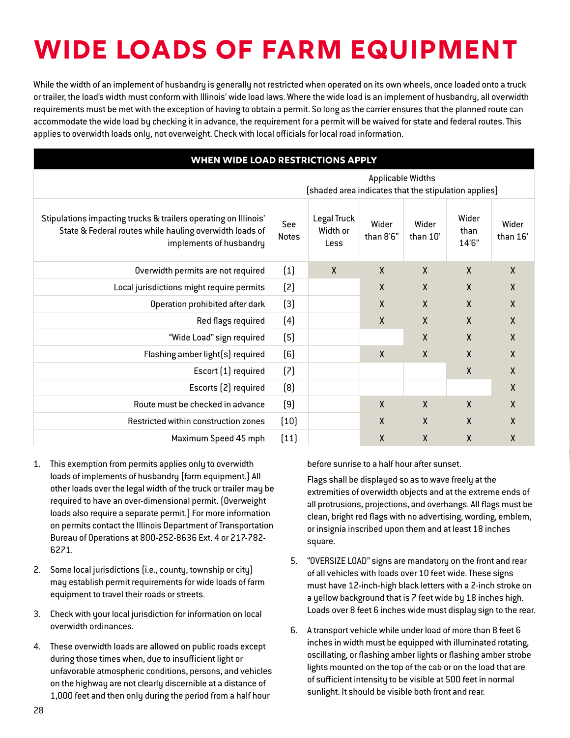# WIDE LOADS OF FARM EQUIPMENT

While the width of an implement of husbandry is generally not restricted when operated on its own wheels, once loaded onto a truck or trailer, the load's width must conform with Illinois' wide load laws. Where the wide load is an implement of husbandry, all overwidth requirements must be met with the exception of having to obtain a permit. So long as the carrier ensures that the planned route can accommodate the wide load by checking it in advance, the requirement for a permit will be waived for state and federal routes. This applies to overwidth loads only, not overweight. Check with local officials for local road information.

**WHEN WIDE LOAD RESTRICTIONS APPLY**

| Stipulations impacting trucks & trailers operating on Illinois' State & Federal routes while hauling overwidth loads of implements of husbandry | See Notes | Applicable Widths (shaded area indicates that the stipulation applies) | | | | |
|---|---|---|---|---|---|---|
| | | Legal Truck Width or Less | Wider than 8'6" | Wider than 10' | Wider than 14'6" | Wider than 16' |
| Overwidth permits are not required | (1) | X | X | X | X | X |
| Local jurisdictions might require permits | (2) | | X | X | X | X |
| Operation prohibited after dark | (3) | | X | X | X | X |
| Red flags required | (4) | | X | X | X | X |
| "Wide Load" sign required | (5) | | | X | X | X |
| Flashing amber light(s) required | (6) | | X | X | X | X |
| Escort (1) required | (7) | | | | X | X |
| Escorts (2) required | (8) | | | | | X |
| Route must be checked in advance | (9) | | X | X | X | X |
| Restricted within construction zones | (10) | | X | X | X | X |
| Maximum Speed 45 mph | (11) | | X | X | X | X |

1. This exemption from permits applies only to overwidth loads of implements of husbandry (farm equipment.) All other loads over the legal width of the truck or trailer may be required to have an over-dimensional permit. (Overweight loads also require a separate permit.) For more information on permits contact the Illinois Department of Transportation Bureau of Operations at 800-252-8636 Ext. 4 or 217-782-6271.

2. Some local jurisdictions (i.e., county, township or city) may establish permit requirements for wide loads of farm equipment to travel their roads or streets.

3. Check with your local jurisdiction for information on local overwidth ordinances.

4. These overwidth loads are allowed on public roads except during those times when, due to insufficient light or unfavorable atmospheric conditions, persons, and vehicles on the highway are not clearly discernible at a distance of 1,000 feet and then only during the period from a half hour before sunrise to a half hour after sunset.

   Flags shall be displayed so as to wave freely at the extremities of overwidth objects and at the extreme ends of all protrusions, projections, and overhangs. All flags must be clean, bright red flags with no advertising, wording, emblem, or insignia inscribed upon them and at least 18 inches square.

5. "OVERSIZE LOAD" signs are mandatory on the front and rear of all vehicles with loads over 10 feet wide. These signs must have 12-inch-high black letters with a 2-inch stroke on a yellow background that is 7 feet wide by 18 inches high. Loads over 8 feet 6 inches wide must display sign to the rear.

6. A transport vehicle while under load of more than 8 feet 6 inches in width must be equipped with illuminated rotating, oscillating, or flashing amber lights or flashing amber strobe lights mounted on the top of the cab or on the load that are of sufficient intensity to be visible at 500 feet in normal sunlight. It should be visible both front and rear.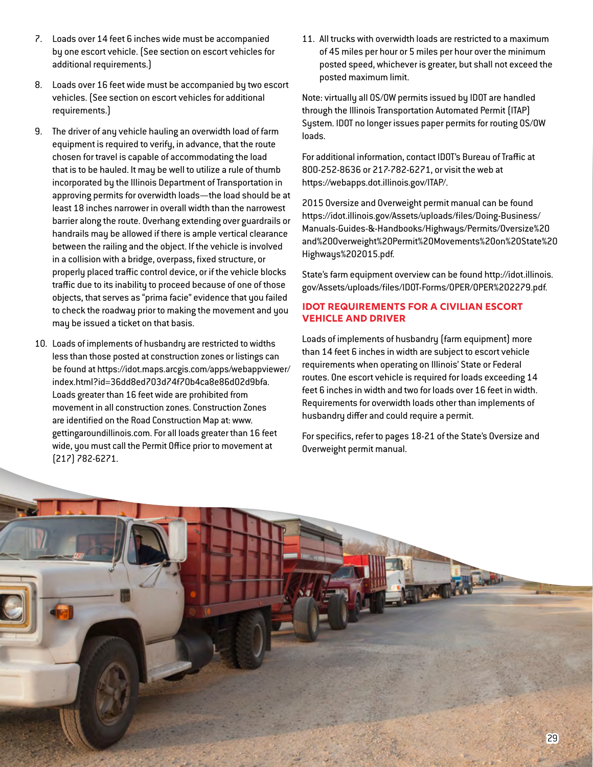7. Loads over 14 feet 6 inches wide must be accompanied by one escort vehicle. (See section on escort vehicles for additional requirements.)

8. Loads over 16 feet wide must be accompanied by two escort vehicles. (See section on escort vehicles for additional requirements.)

9. The driver of any vehicle hauling an overwidth load of farm equipment is required to verify, in advance, that the route chosen for travel is capable of accommodating the load that is to be hauled. It may be well to utilize a rule of thumb incorporated by the Illinois Department of Transportation in approving permits for overwidth loads—the load should be at least 18 inches narrower in overall width than the narrowest barrier along the route. Overhang extending over guardrails or handrails may be allowed if there is ample vertical clearance between the railing and the object. If the vehicle is involved in a collision with a bridge, overpass, fixed structure, or properly placed traffic control device, or if the vehicle blocks traffic due to its inability to proceed because of one of those objects, that serves as "prima facie" evidence that you failed to check the roadway prior to making the movement and you may be issued a ticket on that basis.

10. Loads of implements of husbandry are restricted to widths less than those posted at construction zones or listings can be found at https://idot.maps.arcgis.com/apps/webappviewer/index.html?id=36dd8ed703d74f70b4ca8e86d02d9bfa. Loads greater than 16 feet wide are prohibited from movement in all construction zones. Construction Zones are identified on the Road Construction Map at: www.gettingaroundillinois.com. For all loads greater than 16 feet wide, you must call the Permit Office prior to movement at (217) 782-6271.

11. All trucks with overwidth loads are restricted to a maximum of 45 miles per hour or 5 miles per hour over the minimum posted speed, whichever is greater, but shall not exceed the posted maximum limit.

Note: virtually all OS/OW permits issued by IDOT are handled through the Illinois Transportation Automated Permit (ITAP) System. IDOT no longer issues paper permits for routing OS/OW loads.

For additional information, contact IDOT's Bureau of Traffic at 800-252-8636 or 217-782-6271, or visit the web at https://webapps.dot.illinois.gov/ITAP/.

2015 Oversize and Overweight permit manual can be found https://idot.illinois.gov/Assets/uploads/files/Doing-Business/Manuals-Guides-&-Handbooks/Highways/Permits/Oversize%20and%20Overweight%20Permit%20Movements%20on%20State%20Highways%202015.pdf.

State's farm equipment overview can be found http://idot.illinois.gov/Assets/uploads/files/IDOT-Forms/OPER/OPER%202279.pdf.

## IDOT REQUIREMENTS FOR A CIVILIAN ESCORT VEHICLE AND DRIVER

Loads of implements of husbandry (farm equipment) more than 14 feet 6 inches in width are subject to escort vehicle requirements when operating on Illinois' State or Federal routes. One escort vehicle is required for loads exceeding 14 feet 6 inches in width and two for loads over 16 feet in width. Requirements for overwidth loads other than implements of husbandry differ and could require a permit.

For specifics, refer to pages 18-21 of the State's Oversize and Overweight permit manual.